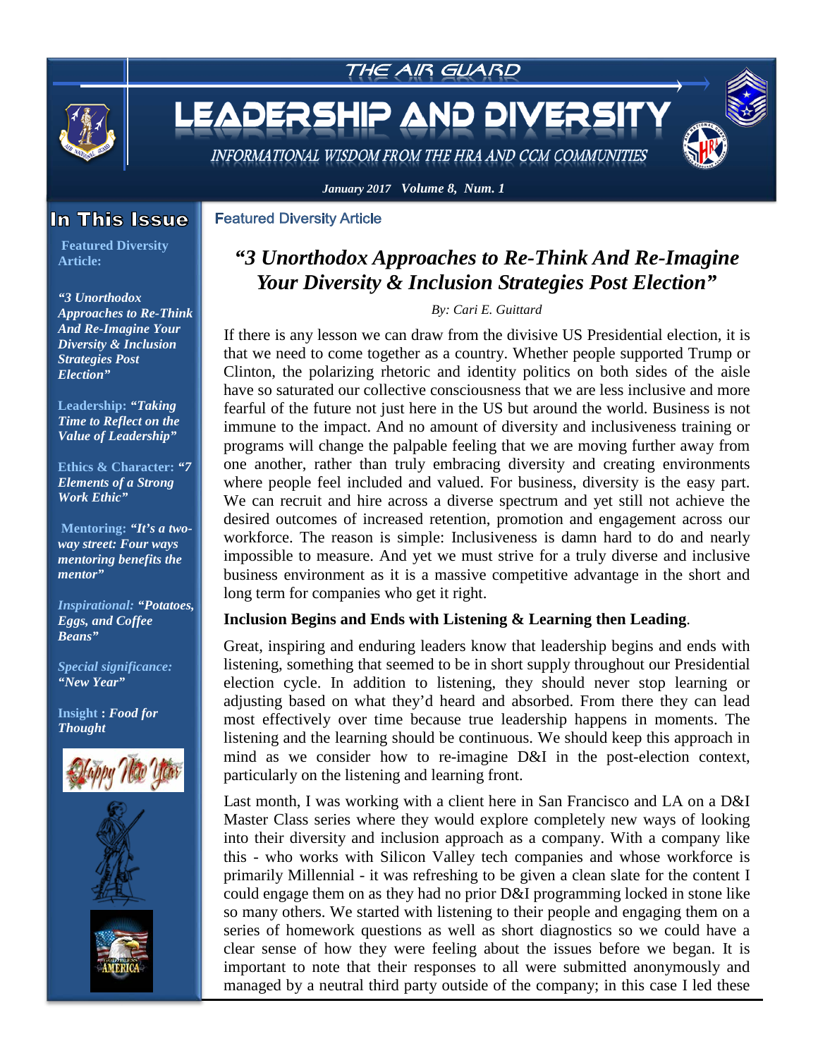# THE AIR GUARD

# LEADERSHIP AND DIVERSITY

*INFORMATIONAL WISDOM FROM THE HRA AND CCM COMMUNITIES*

***January 2017 Volume 8, Num. 1***

## In This Issue

**Featured Diversity Article:**

***"3 Unorthodox Approaches to Re-Think And Re-Imagine Your Diversity & Inclusion Strategies Post Election"***

**Leadership:** ***"Taking Time to Reflect on the Value of Leadership"***

**Ethics & Character:** ***"7 Elements of a Strong Work Ethic"***

**Mentoring:** ***"It's a two-way street: Four ways mentoring benefits the mentor"***

***Inspirational:*** ***"Potatoes, Eggs, and Coffee Beans"***

***Special significance:*** ***"New Year"***

**Insight** : ***Food for Thought***

Featured Diversity Article

## *"3 Unorthodox Approaches to Re-Think And Re-Imagine Your Diversity & Inclusion Strategies Post Election"*

*By: Cari E. Guittard*

If there is any lesson we can draw from the divisive US Presidential election, it is that we need to come together as a country. Whether people supported Trump or Clinton, the polarizing rhetoric and identity politics on both sides of the aisle have so saturated our collective consciousness that we are less inclusive and more fearful of the future not just here in the US but around the world. Business is not immune to the impact. And no amount of diversity and inclusiveness training or programs will change the palpable feeling that we are moving further away from one another, rather than truly embracing diversity and creating environments where people feel included and valued. For business, diversity is the easy part. We can recruit and hire across a diverse spectrum and yet still not achieve the desired outcomes of increased retention, promotion and engagement across our workforce. The reason is simple: Inclusiveness is damn hard to do and nearly impossible to measure. And yet we must strive for a truly diverse and inclusive business environment as it is a massive competitive advantage in the short and long term for companies who get it right.

**Inclusion Begins and Ends with Listening & Learning then Leading**.

Great, inspiring and enduring leaders know that leadership begins and ends with listening, something that seemed to be in short supply throughout our Presidential election cycle. In addition to listening, they should never stop learning or adjusting based on what they'd heard and absorbed. From there they can lead most effectively over time because true leadership happens in moments. The listening and the learning should be continuous. We should keep this approach in mind as we consider how to re-imagine D&I in the post-election context, particularly on the listening and learning front.

Last month, I was working with a client here in San Francisco and LA on a D&I Master Class series where they would explore completely new ways of looking into their diversity and inclusion approach as a company. With a company like this - who works with Silicon Valley tech companies and whose workforce is primarily Millennial - it was refreshing to be given a clean slate for the content I could engage them on as they had no prior D&I programming locked in stone like so many others. We started with listening to their people and engaging them on a series of homework questions as well as short diagnostics so we could have a clear sense of how they were feeling about the issues before we began. It is important to note that their responses to all were submitted anonymously and managed by a neutral third party outside of the company; in this case I led these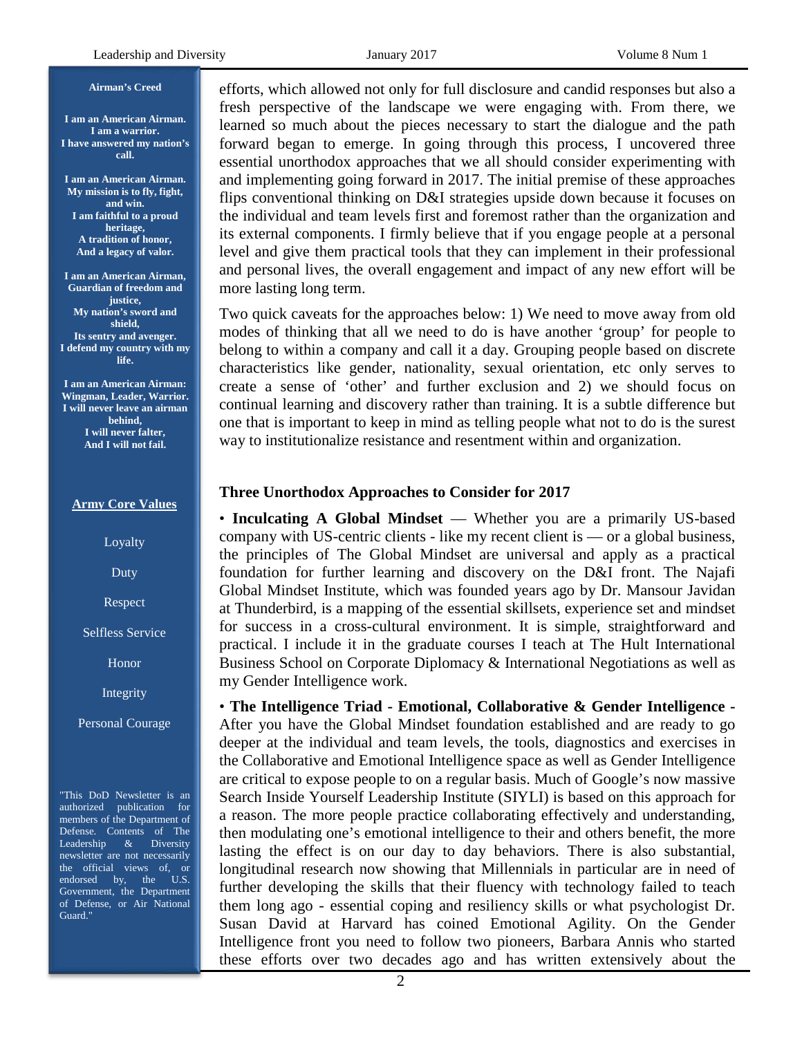**Airman's Creed**

**I am an American Airman.**
**I am a warrior.**
**I have answered my nation's call.**

**I am an American Airman.**
**My mission is to fly, fight, and win.**
**I am faithful to a proud heritage,**
**A tradition of honor,**
**And a legacy of valor.**

**I am an American Airman,**
**Guardian of freedom and justice,**
**My nation's sword and shield,**
**Its sentry and avenger.**
**I defend my country with my life.**

**I am an American Airman:**
**Wingman, Leader, Warrior.**
**I will never leave an airman behind,**
**I will never falter,**
**And I will not fail.**

**Army Core Values**

Loyalty

Duty

Respect

Selfless Service

Honor

Integrity

Personal Courage

"This DoD Newsletter is an authorized publication for members of the Department of Defense. Contents of The Leadership & Diversity newsletter are not necessarily the official views of, or endorsed by, the U.S. Government, the Department of Defense, or Air National Guard."

efforts, which allowed not only for full disclosure and candid responses but also a fresh perspective of the landscape we were engaging with. From there, we learned so much about the pieces necessary to start the dialogue and the path forward began to emerge. In going through this process, I uncovered three essential unorthodox approaches that we all should consider experimenting with and implementing going forward in 2017. The initial premise of these approaches flips conventional thinking on D&I strategies upside down because it focuses on the individual and team levels first and foremost rather than the organization and its external components. I firmly believe that if you engage people at a personal level and give them practical tools that they can implement in their professional and personal lives, the overall engagement and impact of any new effort will be more lasting long term.

Two quick caveats for the approaches below: 1) We need to move away from old modes of thinking that all we need to do is have another 'group' for people to belong to within a company and call it a day. Grouping people based on discrete characteristics like gender, nationality, sexual orientation, etc only serves to create a sense of 'other' and further exclusion and 2) we should focus on continual learning and discovery rather than training. It is a subtle difference but one that is important to keep in mind as telling people what not to do is the surest way to institutionalize resistance and resentment within and organization.

**Three Unorthodox Approaches to Consider for 2017**

• **Inculcating A Global Mindset** — Whether you are a primarily US-based company with US-centric clients - like my recent client is — or a global business, the principles of The Global Mindset are universal and apply as a practical foundation for further learning and discovery on the D&I front. The Najafi Global Mindset Institute, which was founded years ago by Dr. Mansour Javidan at Thunderbird, is a mapping of the essential skillsets, experience set and mindset for success in a cross-cultural environment. It is simple, straightforward and practical. I include it in the graduate courses I teach at The Hult International Business School on Corporate Diplomacy & International Negotiations as well as my Gender Intelligence work.

• **The Intelligence Triad - Emotional, Collaborative & Gender Intelligence -** After you have the Global Mindset foundation established and are ready to go deeper at the individual and team levels, the tools, diagnostics and exercises in the Collaborative and Emotional Intelligence space as well as Gender Intelligence are critical to expose people to on a regular basis. Much of Google's now massive Search Inside Yourself Leadership Institute (SIYLI) is based on this approach for a reason. The more people practice collaborating effectively and understanding, then modulating one's emotional intelligence to their and others benefit, the more lasting the effect is on our day to day behaviors. There is also substantial, longitudinal research now showing that Millennials in particular are in need of further developing the skills that their fluency with technology failed to teach them long ago - essential coping and resiliency skills or what psychologist Dr. Susan David at Harvard has coined Emotional Agility. On the Gender Intelligence front you need to follow two pioneers, Barbara Annis who started these efforts over two decades ago and has written extensively about the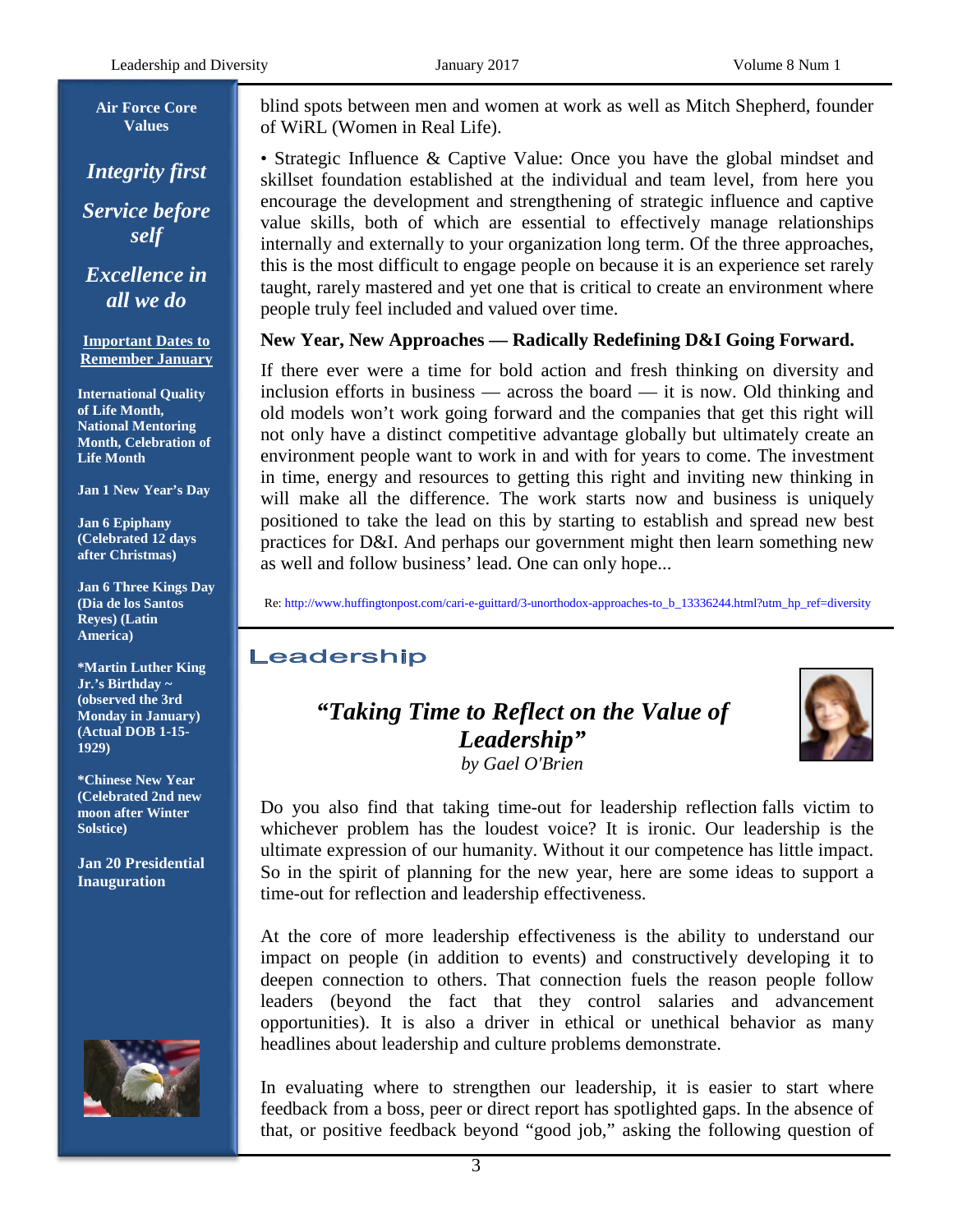**Air Force Core Values**

***Integrity first***

***Service before self***

***Excellence in all we do***

**Important Dates to Remember January**

**International Quality of Life Month, National Mentoring Month, Celebration of Life Month**

**Jan 1 New Year's Day**

**Jan 6 Epiphany (Celebrated 12 days after Christmas)**

**Jan 6 Three Kings Day (Dia de los Santos Reyes) (Latin America)**

**\*Martin Luther King Jr.'s Birthday ~ (observed the 3rd Monday in January) (Actual DOB 1-15-1929)**

**\*Chinese New Year (Celebrated 2nd new moon after Winter Solstice)**

**Jan 20 Presidential Inauguration**

blind spots between men and women at work as well as Mitch Shepherd, founder of WiRL (Women in Real Life).

• Strategic Influence & Captive Value: Once you have the global mindset and skillset foundation established at the individual and team level, from here you encourage the development and strengthening of strategic influence and captive value skills, both of which are essential to effectively manage relationships internally and externally to your organization long term. Of the three approaches, this is the most difficult to engage people on because it is an experience set rarely taught, rarely mastered and yet one that is critical to create an environment where people truly feel included and valued over time.

**New Year, New Approaches — Radically Redefining D&I Going Forward.**

If there ever were a time for bold action and fresh thinking on diversity and inclusion efforts in business — across the board — it is now. Old thinking and old models won't work going forward and the companies that get this right will not only have a distinct competitive advantage globally but ultimately create an environment people want to work in and with for years to come. The investment in time, energy and resources to getting this right and inviting new thinking in will make all the difference. The work starts now and business is uniquely positioned to take the lead on this by starting to establish and spread new best practices for D&I. And perhaps our government might then learn something new as well and follow business' lead. One can only hope...

Re: http://www.huffingtonpost.com/cari-e-guittard/3-unorthodox-approaches-to_b_13336244.html?utm_hp_ref=diversity

## Leadership

### *"Taking Time to Reflect on the Value of Leadership"*

*by Gael O'Brien*

Do you also find that taking time-out for leadership reflection falls victim to whichever problem has the loudest voice? It is ironic. Our leadership is the ultimate expression of our humanity. Without it our competence has little impact. So in the spirit of planning for the new year, here are some ideas to support a time-out for reflection and leadership effectiveness.

At the core of more leadership effectiveness is the ability to understand our impact on people (in addition to events) and constructively developing it to deepen connection to others. That connection fuels the reason people follow leaders (beyond the fact that they control salaries and advancement opportunities). It is also a driver in ethical or unethical behavior as many headlines about leadership and culture problems demonstrate.

In evaluating where to strengthen our leadership, it is easier to start where feedback from a boss, peer or direct report has spotlighted gaps. In the absence of that, or positive feedback beyond "good job," asking the following question of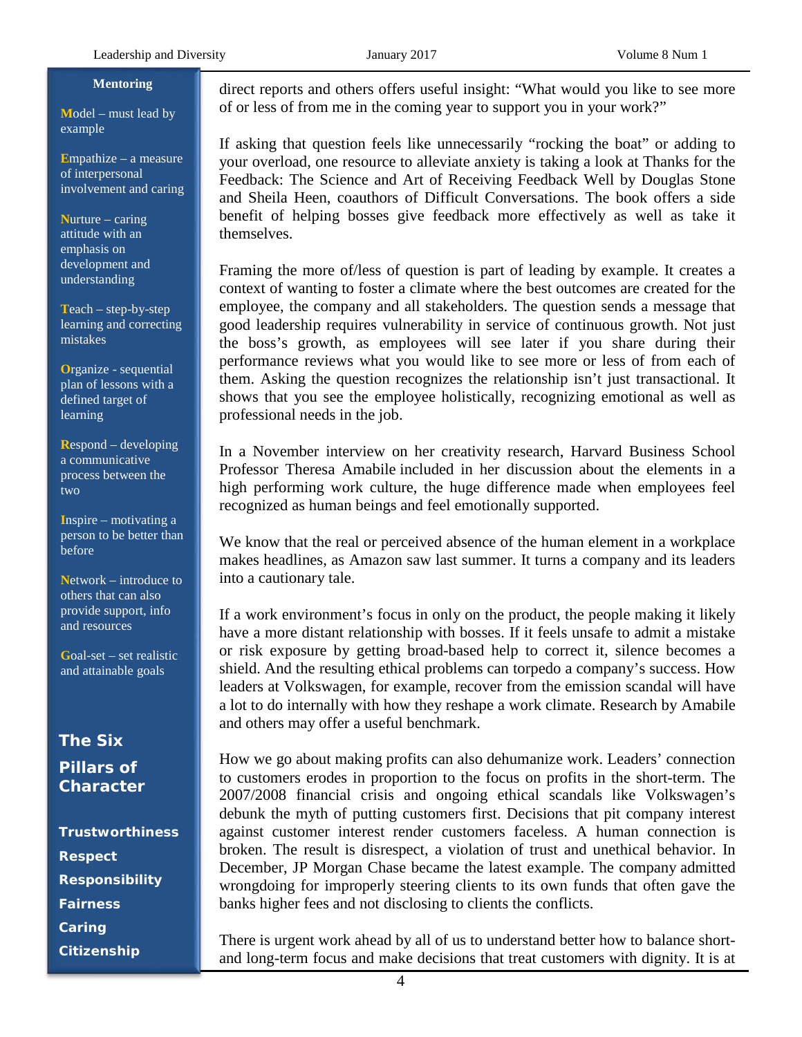direct reports and others offers useful insight: "What would you like to see more of or less of from me in the coming year to support you in your work?"

If asking that question feels like unnecessarily "rocking the boat" or adding to your overload, one resource to alleviate anxiety is taking a look at Thanks for the Feedback: The Science and Art of Receiving Feedback Well by Douglas Stone and Sheila Heen, coauthors of Difficult Conversations. The book offers a side benefit of helping bosses give feedback more effectively as well as take it themselves.

Framing the more of/less of question is part of leading by example. It creates a context of wanting to foster a climate where the best outcomes are created for the employee, the company and all stakeholders. The question sends a message that good leadership requires vulnerability in service of continuous growth. Not just the boss's growth, as employees will see later if you share during their performance reviews what you would like to see more or less of from each of them. Asking the question recognizes the relationship isn't just transactional. It shows that you see the employee holistically, recognizing emotional as well as professional needs in the job.

In a November interview on her creativity research, Harvard Business School Professor Theresa Amabile included in her discussion about the elements in a high performing work culture, the huge difference made when employees feel recognized as human beings and feel emotionally supported.

We know that the real or perceived absence of the human element in a workplace makes headlines, as Amazon saw last summer. It turns a company and its leaders into a cautionary tale.

If a work environment's focus in only on the product, the people making it likely have a more distant relationship with bosses. If it feels unsafe to admit a mistake or risk exposure by getting broad-based help to correct it, silence becomes a shield. And the resulting ethical problems can torpedo a company's success. How leaders at Volkswagen, for example, recover from the emission scandal will have a lot to do internally with how they reshape a work climate. Research by Amabile and others may offer a useful benchmark.

How we go about making profits can also dehumanize work. Leaders' connection to customers erodes in proportion to the focus on profits in the short-term. The 2007/2008 financial crisis and ongoing ethical scandals like Volkswagen's debunk the myth of putting customers first. Decisions that pit company interest against customer interest render customers faceless. A human connection is broken. The result is disrespect, a violation of trust and unethical behavior. In December, JP Morgan Chase became the latest example. The company admitted wrongdoing for improperly steering clients to its own funds that often gave the banks higher fees and not disclosing to clients the conflicts.

There is urgent work ahead by all of us to understand better how to balance short- and long-term focus and make decisions that treat customers with dignity. It is at

**Mentoring**

**M**odel – must lead by example

**E**mpathize – a measure of interpersonal involvement and caring

**N**urture – caring attitude with an emphasis on development and understanding

**T**each – step-by-step learning and correcting mistakes

**O**rganize - sequential plan of lessons with a defined target of learning

**R**espond – developing a communicative process between the two

**I**nspire – motivating a person to be better than before

**N**etwork – introduce to others that can also provide support, info and resources

**G**oal-set – set realistic and attainable goals

**The Six Pillars of Character**

**Trustworthiness**
**Respect**
**Responsibility**
**Fairness**
**Caring**
**Citizenship**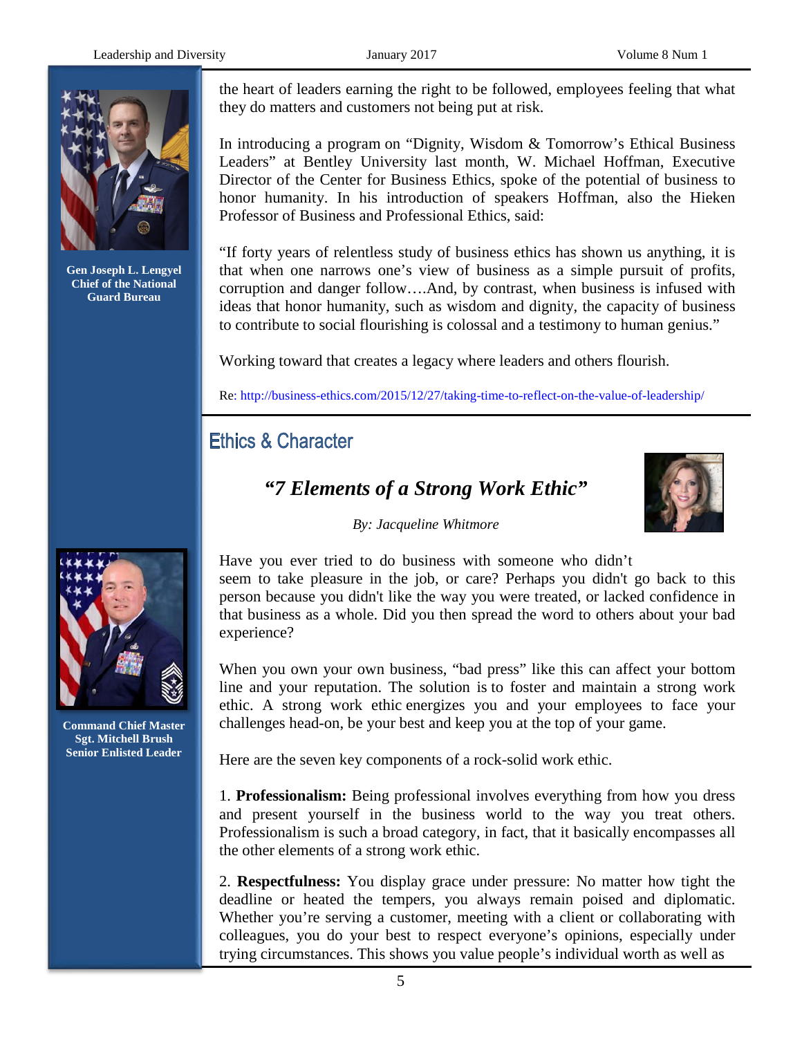Gen Joseph L. Lengyel
Chief of the National Guard Bureau

Command Chief Master Sgt. Mitchell Brush
Senior Enlisted Leader

the heart of leaders earning the right to be followed, employees feeling that what they do matters and customers not being put at risk.

In introducing a program on "Dignity, Wisdom & Tomorrow's Ethical Business Leaders" at Bentley University last month, W. Michael Hoffman, Executive Director of the Center for Business Ethics, spoke of the potential of business to honor humanity. In his introduction of speakers Hoffman, also the Hieken Professor of Business and Professional Ethics, said:

"If forty years of relentless study of business ethics has shown us anything, it is that when one narrows one's view of business as a simple pursuit of profits, corruption and danger follow….And, by contrast, when business is infused with ideas that honor humanity, such as wisdom and dignity, the capacity of business to contribute to social flourishing is colossal and a testimony to human genius."

Working toward that creates a legacy where leaders and others flourish.

Re: http://business-ethics.com/2015/12/27/taking-time-to-reflect-on-the-value-of-leadership/

## Ethics & Character

### *"7 Elements of a Strong Work Ethic"*

*By: Jacqueline Whitmore*

Have you ever tried to do business with someone who didn't seem to take pleasure in the job, or care? Perhaps you didn't go back to this person because you didn't like the way you were treated, or lacked confidence in that business as a whole. Did you then spread the word to others about your bad experience?

When you own your own business, "bad press" like this can affect your bottom line and your reputation. The solution is to foster and maintain a strong work ethic. A strong work ethic energizes you and your employees to face your challenges head-on, be your best and keep you at the top of your game.

Here are the seven key components of a rock-solid work ethic.

1. **Professionalism:** Being professional involves everything from how you dress and present yourself in the business world to the way you treat others. Professionalism is such a broad category, in fact, that it basically encompasses all the other elements of a strong work ethic.

2. **Respectfulness:** You display grace under pressure: No matter how tight the deadline or heated the tempers, you always remain poised and diplomatic. Whether you're serving a customer, meeting with a client or collaborating with colleagues, you do your best to respect everyone's opinions, especially under trying circumstances. This shows you value people's individual worth as well as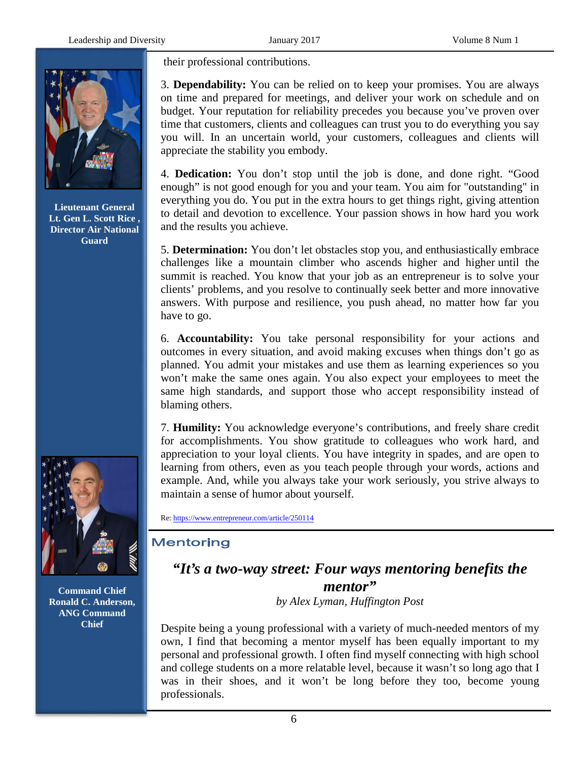**Lieutenant General Lt. Gen L. Scott Rice , Director Air National Guard**

**Command Chief Ronald C. Anderson, ANG Command Chief**

their professional contributions.

3. **Dependability:** You can be relied on to keep your promises. You are always on time and prepared for meetings, and deliver your work on schedule and on budget. Your reputation for reliability precedes you because you've proven over time that customers, clients and colleagues can trust you to do everything you say you will. In an uncertain world, your customers, colleagues and clients will appreciate the stability you embody.

4. **Dedication:** You don't stop until the job is done, and done right. "Good enough" is not good enough for you and your team. You aim for "outstanding" in everything you do. You put in the extra hours to get things right, giving attention to detail and devotion to excellence. Your passion shows in how hard you work and the results you achieve.

5. **Determination:** You don't let obstacles stop you, and enthusiastically embrace challenges like a mountain climber who ascends higher and higher until the summit is reached. You know that your job as an entrepreneur is to solve your clients' problems, and you resolve to continually seek better and more innovative answers. With purpose and resilience, you push ahead, no matter how far you have to go.

6. **Accountability:** You take personal responsibility for your actions and outcomes in every situation, and avoid making excuses when things don't go as planned. You admit your mistakes and use them as learning experiences so you won't make the same ones again. You also expect your employees to meet the same high standards, and support those who accept responsibility instead of blaming others.

7. **Humility:** You acknowledge everyone's contributions, and freely share credit for accomplishments. You show gratitude to colleagues who work hard, and appreciation to your loyal clients. You have integrity in spades, and are open to learning from others, even as you teach people through your words, actions and example. And, while you always take your work seriously, you strive always to maintain a sense of humor about yourself.

Re: https://www.entrepreneur.com/article/250114

## Mentoring

### *"It's a two-way street: Four ways mentoring benefits the mentor"*

*by Alex Lyman, Huffington Post*

Despite being a young professional with a variety of much-needed mentors of my own, I find that becoming a mentor myself has been equally important to my personal and professional growth. I often find myself connecting with high school and college students on a more relatable level, because it wasn't so long ago that I was in their shoes, and it won't be long before they too, become young professionals.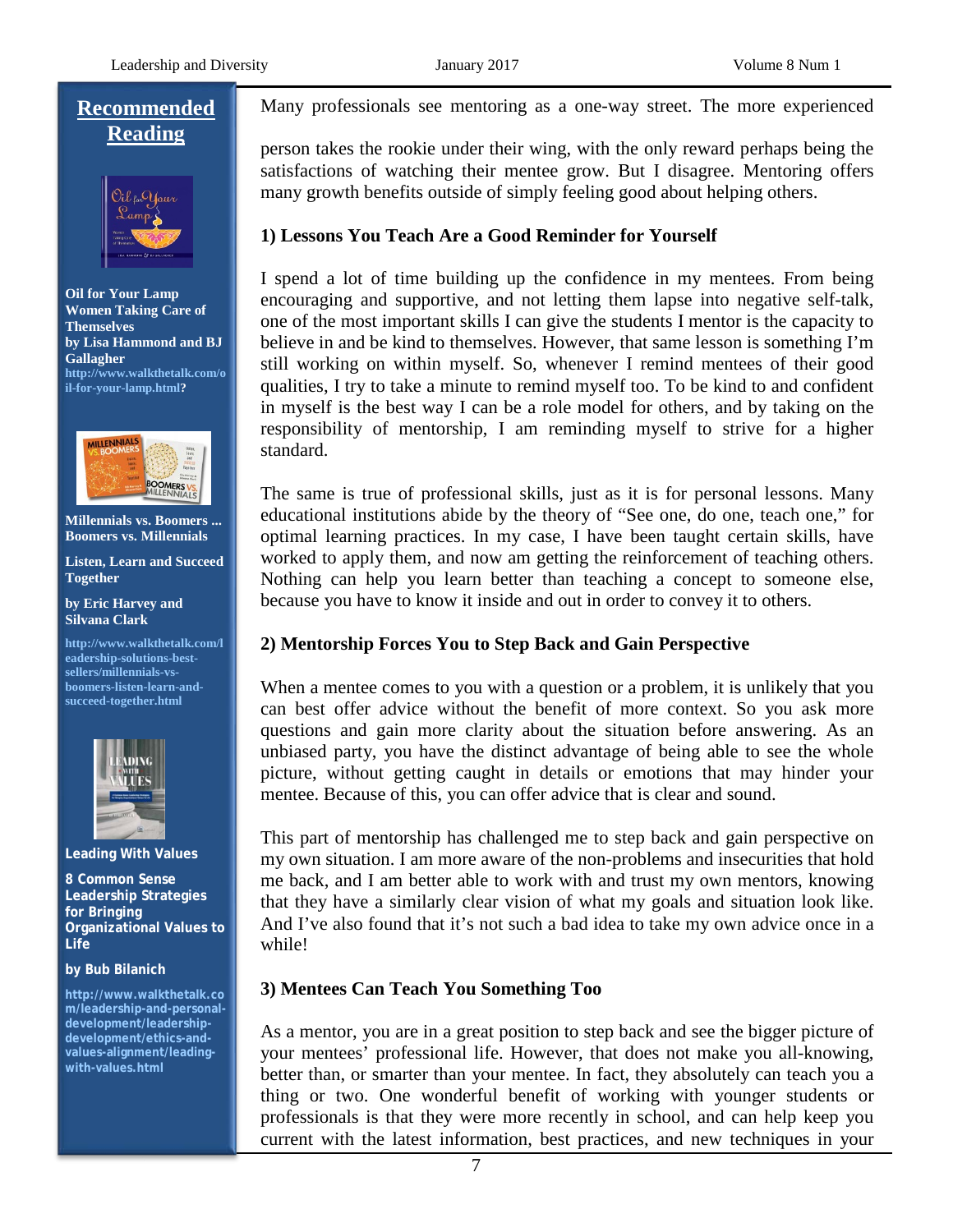## Recommended Reading

**Oil for Your Lamp Women Taking Care of Themselves by Lisa Hammond and BJ Gallagher**
**http://www.walkthetalk.com/oil-for-your-lamp.html?**

**Millennials vs. Boomers ... Boomers vs. Millennials**

**Listen, Learn and Succeed Together**

**by Eric Harvey and Silvana Clark**

**http://www.walkthetalk.com/leadership-solutions-best-sellers/millennials-vs-boomers-listen-learn-and-succeed-together.html**

**Leading With Values**

**8 Common Sense Leadership Strategies for Bringing Organizational Values to Life**

**by Bub Bilanich**

**http://www.walkthetalk.com/leadership-and-personal-development/leadership-development/ethics-and-values-alignment/leading-with-values.html**

---

Many professionals see mentoring as a one-way street. The more experienced

person takes the rookie under their wing, with the only reward perhaps being the satisfactions of watching their mentee grow. But I disagree. Mentoring offers many growth benefits outside of simply feeling good about helping others.

**1) Lessons You Teach Are a Good Reminder for Yourself**

I spend a lot of time building up the confidence in my mentees. From being encouraging and supportive, and not letting them lapse into negative self-talk, one of the most important skills I can give the students I mentor is the capacity to believe in and be kind to themselves. However, that same lesson is something I'm still working on within myself. So, whenever I remind mentees of their good qualities, I try to take a minute to remind myself too. To be kind to and confident in myself is the best way I can be a role model for others, and by taking on the responsibility of mentorship, I am reminding myself to strive for a higher standard.

The same is true of professional skills, just as it is for personal lessons. Many educational institutions abide by the theory of "See one, do one, teach one," for optimal learning practices. In my case, I have been taught certain skills, have worked to apply them, and now am getting the reinforcement of teaching others. Nothing can help you learn better than teaching a concept to someone else, because you have to know it inside and out in order to convey it to others.

**2) Mentorship Forces You to Step Back and Gain Perspective**

When a mentee comes to you with a question or a problem, it is unlikely that you can best offer advice without the benefit of more context. So you ask more questions and gain more clarity about the situation before answering. As an unbiased party, you have the distinct advantage of being able to see the whole picture, without getting caught in details or emotions that may hinder your mentee. Because of this, you can offer advice that is clear and sound.

This part of mentorship has challenged me to step back and gain perspective on my own situation. I am more aware of the non-problems and insecurities that hold me back, and I am better able to work with and trust my own mentors, knowing that they have a similarly clear vision of what my goals and situation look like. And I've also found that it's not such a bad idea to take my own advice once in a while!

**3) Mentees Can Teach You Something Too**

As a mentor, you are in a great position to step back and see the bigger picture of your mentees' professional life. However, that does not make you all-knowing, better than, or smarter than your mentee. In fact, they absolutely can teach you a thing or two. One wonderful benefit of working with younger students or professionals is that they were more recently in school, and can help keep you current with the latest information, best practices, and new techniques in your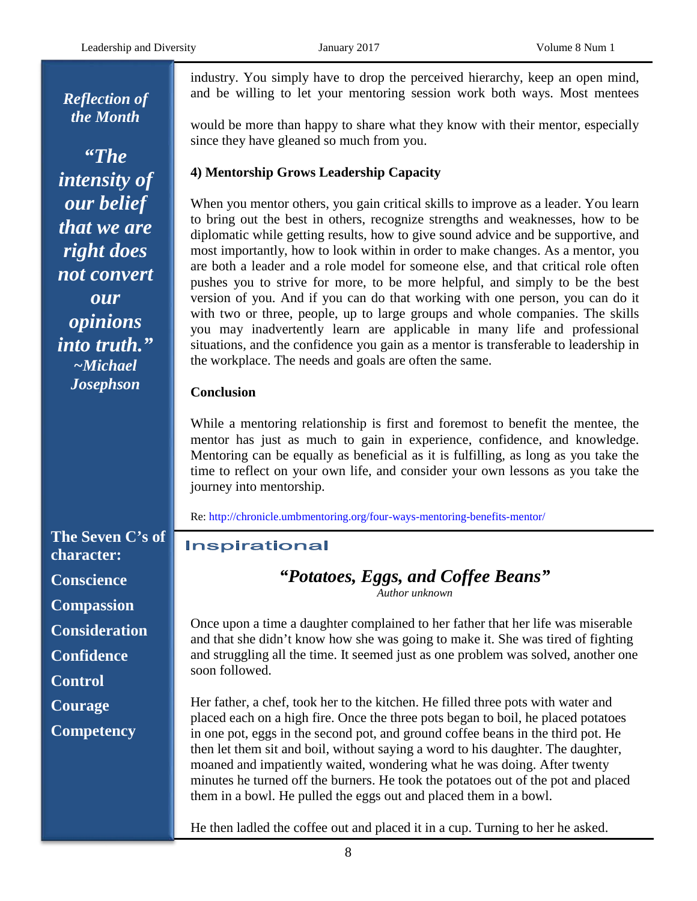*Reflection of the Month*

***"The intensity of our belief that we are right does not convert our opinions into truth."***
***~Michael Josephson***

industry. You simply have to drop the perceived hierarchy, keep an open mind, and be willing to let your mentoring session work both ways. Most mentees

would be more than happy to share what they know with their mentor, especially since they have gleaned so much from you.

**4) Mentorship Grows Leadership Capacity**

When you mentor others, you gain critical skills to improve as a leader. You learn to bring out the best in others, recognize strengths and weaknesses, how to be diplomatic while getting results, how to give sound advice and be supportive, and most importantly, how to look within in order to make changes. As a mentor, you are both a leader and a role model for someone else, and that critical role often pushes you to strive for more, to be more helpful, and simply to be the best version of you. And if you can do that working with one person, you can do it with two or three, people, up to large groups and whole companies. The skills you may inadvertently learn are applicable in many life and professional situations, and the confidence you gain as a mentor is transferable to leadership in the workplace. The needs and goals are often the same.

**Conclusion**

While a mentoring relationship is first and foremost to benefit the mentee, the mentor has just as much to gain in experience, confidence, and knowledge. Mentoring can be equally as beneficial as it is fulfilling, as long as you take the time to reflect on your own life, and consider your own lessons as you take the journey into mentorship.

Re: http://chronicle.umbmentoring.org/four-ways-mentoring-benefits-mentor/

**The Seven C's of character:**

**Conscience**
**Compassion**
**Consideration**
**Confidence**
**Control**
**Courage**
**Competency**

## Inspirational

### *"Potatoes, Eggs, and Coffee Beans"*

*Author unknown*

Once upon a time a daughter complained to her father that her life was miserable and that she didn't know how she was going to make it. She was tired of fighting and struggling all the time. It seemed just as one problem was solved, another one soon followed.

Her father, a chef, took her to the kitchen. He filled three pots with water and placed each on a high fire. Once the three pots began to boil, he placed potatoes in one pot, eggs in the second pot, and ground coffee beans in the third pot. He then let them sit and boil, without saying a word to his daughter. The daughter, moaned and impatiently waited, wondering what he was doing. After twenty minutes he turned off the burners. He took the potatoes out of the pot and placed them in a bowl. He pulled the eggs out and placed them in a bowl.

He then ladled the coffee out and placed it in a cup. Turning to her he asked.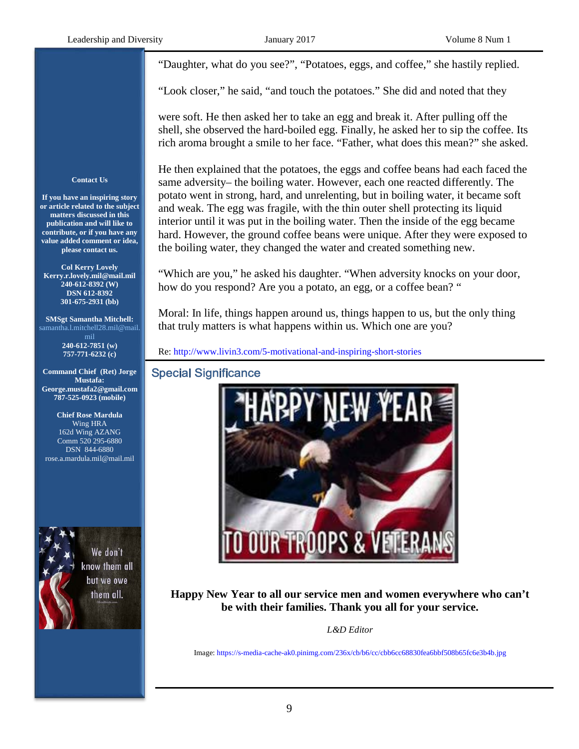"Daughter, what do you see?", "Potatoes, eggs, and coffee," she hastily replied.

"Look closer," he said, "and touch the potatoes." She did and noted that they

were soft. He then asked her to take an egg and break it. After pulling off the shell, she observed the hard-boiled egg. Finally, he asked her to sip the coffee. Its rich aroma brought a smile to her face. "Father, what does this mean?" she asked.

He then explained that the potatoes, the eggs and coffee beans had each faced the same adversity– the boiling water. However, each one reacted differently. The potato went in strong, hard, and unrelenting, but in boiling water, it became soft and weak. The egg was fragile, with the thin outer shell protecting its liquid interior until it was put in the boiling water. Then the inside of the egg became hard. However, the ground coffee beans were unique. After they were exposed to the boiling water, they changed the water and created something new.

"Which are you," he asked his daughter. "When adversity knocks on your door, how do you respond? Are you a potato, an egg, or a coffee bean? "

Moral: In life, things happen around us, things happen to us, but the only thing that truly matters is what happens within us. Which one are you?

Re: http://www.livin3.com/5-motivational-and-inspiring-short-stories

## Special Significance

**Happy New Year to all our service men and women everywhere who can't be with their families. Thank you all for your service.**

*L&D Editor*

Image: https://s-media-cache-ak0.pinimg.com/236x/cb/b6/cc/cbb6cc68830fea6bbf508b65fc6e3b4b.jpg

**Contact Us**

**If you have an inspiring story or article related to the subject matters discussed in this publication and will like to contribute, or if you have any value added comment or idea, please contact us.**

**Col Kerry Lovely**
**Kerry.r.lovely.mil@mail.mil**
**240-612-8392 (W)**
**DSN 612-8392**
**301-675-2931 (bb)**

**SMSgt Samantha Mitchell:**
samantha.l.mitchell28.mil@mail.mil
**240-612-7851 (w)**
**757-771-6232 (c)**

**Command Chief (Ret) Jorge Mustafa:**
**George.mustafa2@gmail.com**
**787-525-0923 (mobile)**

**Chief Rose Mardula**
Wing HRA
162d Wing AZANG
Comm 520 295-6880
DSN 844-6880
rose.a.mardula.mil@mail.mil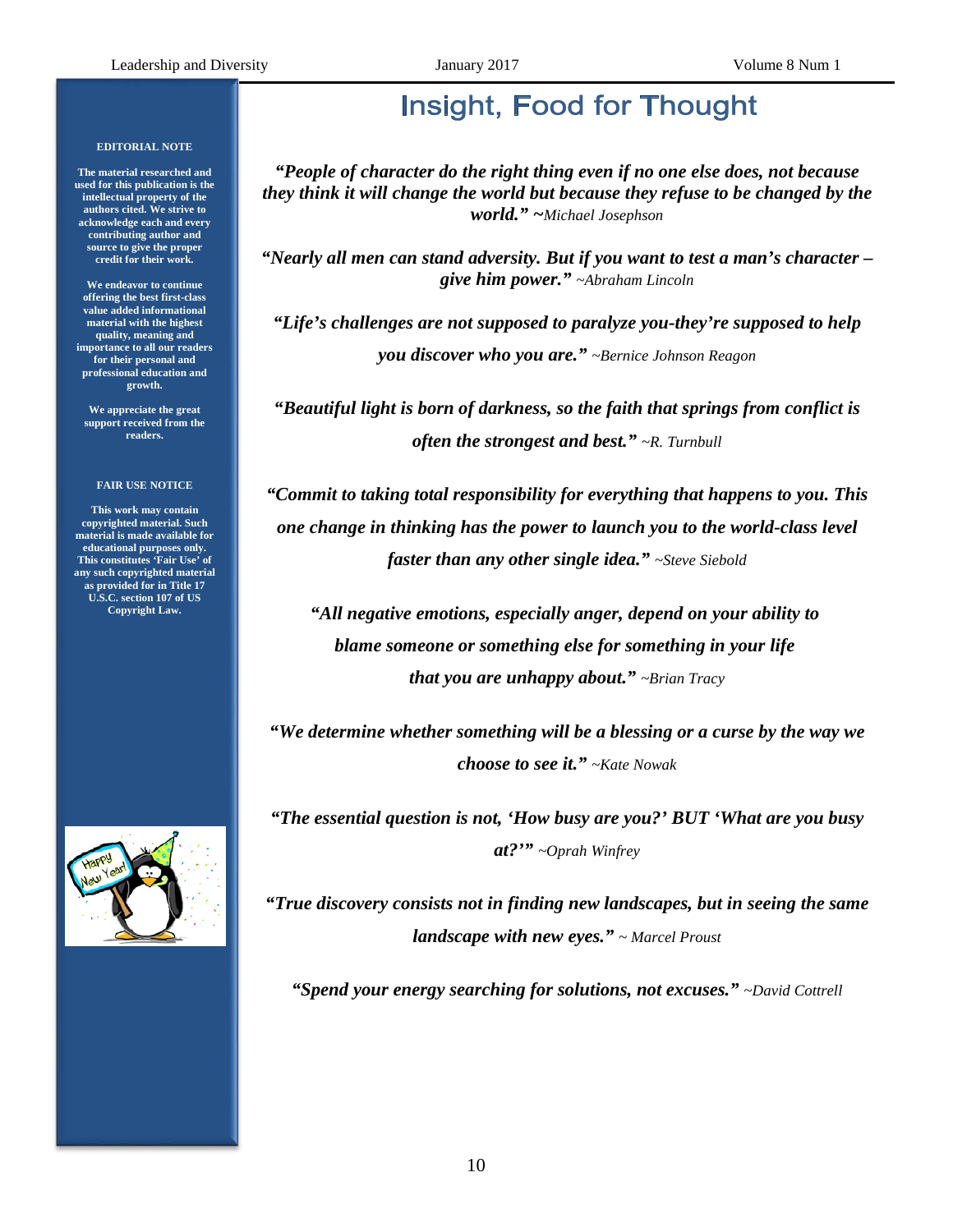# Insight, Food for Thought

**EDITORIAL NOTE**

**The material researched and used for this publication is the intellectual property of the authors cited. We strive to acknowledge each and every contributing author and source to give the proper credit for their work.**

**We endeavor to continue offering the best first-class value added informational material with the highest quality, meaning and importance to all our readers for their personal and professional education and growth.**

**We appreciate the great support received from the readers.**

**FAIR USE NOTICE**

**This work may contain copyrighted material. Such material is made available for educational purposes only. This constitutes 'Fair Use' of any such copyrighted material as provided for in Title 17 U.S.C. section 107 of US Copyright Law.**

***"People of character do the right thing even if no one else does, not because they think it will change the world but because they refuse to be changed by the world." ~****Michael Josephson*

***"Nearly all men can stand adversity. But if you want to test a man's character – give him power."*** *~Abraham Lincoln*

***"Life's challenges are not supposed to paralyze you-they're supposed to help you discover who you are."*** *~Bernice Johnson Reagon*

***"Beautiful light is born of darkness, so the faith that springs from conflict is often the strongest and best."*** *~R. Turnbull*

***"Commit to taking total responsibility for everything that happens to you. This one change in thinking has the power to launch you to the world-class level faster than any other single idea."*** *~Steve Siebold*

***"All negative emotions, especially anger, depend on your ability to blame someone or something else for something in your life that you are unhappy about."*** *~Brian Tracy*

***"We determine whether something will be a blessing or a curse by the way we choose to see it."*** *~Kate Nowak*

***"The essential question is not, 'How busy are you?' BUT 'What are you busy at?'"*** *~Oprah Winfrey*

***"True discovery consists not in finding new landscapes, but in seeing the same landscape with new eyes."*** *~ Marcel Proust*

***"Spend your energy searching for solutions, not excuses."*** *~David Cottrell*